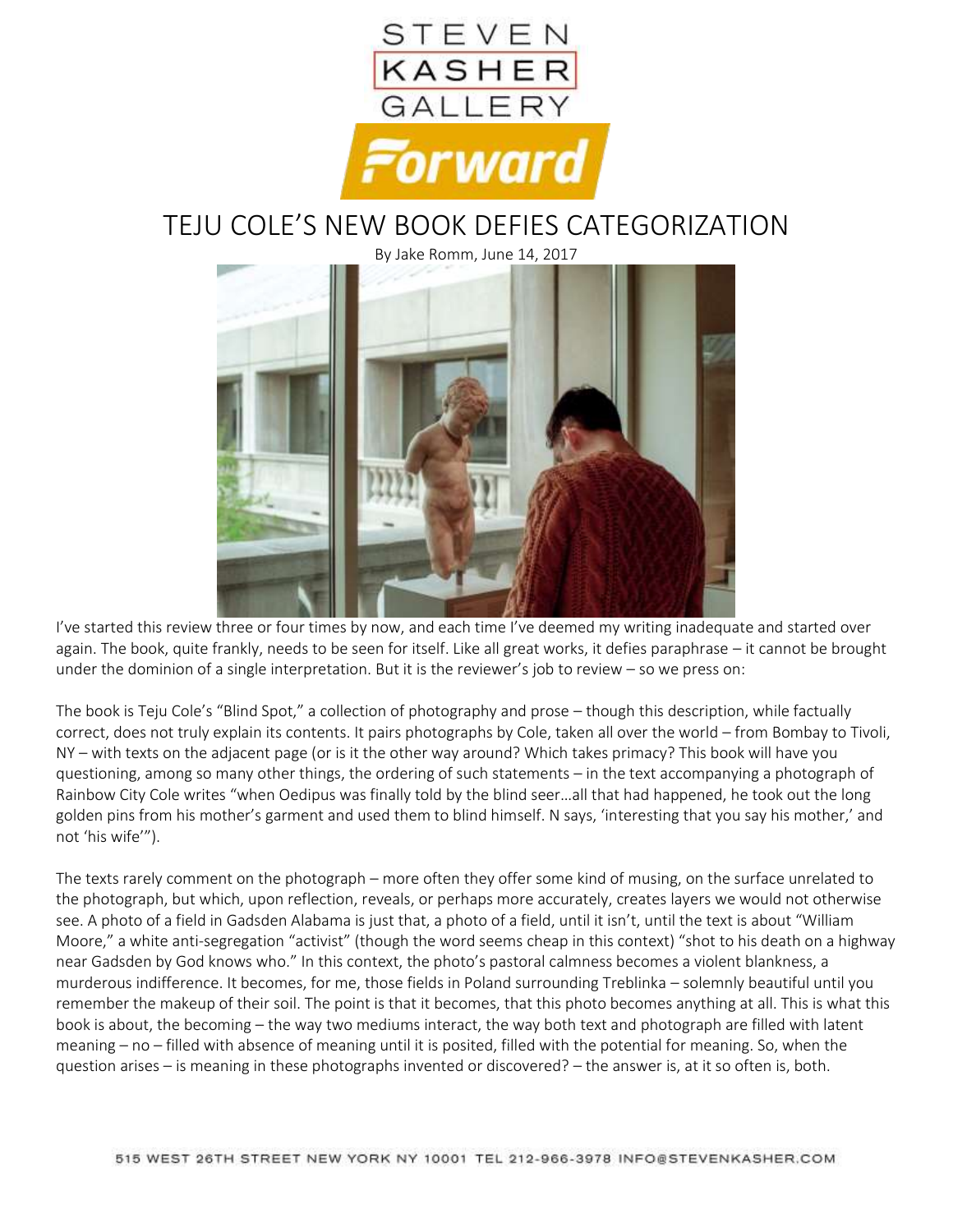STEVEN KASHER GALLERY

Forward

# TEJU COLE'S NEW BOOK DEFIES CATEGORIZATION

By Jake Romm, June 14, 2017

I've started this review three or four times by now, and each time I've deemed my writing inadequate and started over again. The book, quite frankly, needs to be seen for itself. Like all great works, it defies paraphrase – it cannot be brought under the dominion of a single interpretation. But it is the reviewer's job to review – so we press on:

The book is Teju Cole's "Blind Spot," a collection of photography and prose – though this description, while factually correct, does not truly explain its contents. It pairs photographs by Cole, taken all over the world – from Bombay to Tivoli, NY – with texts on the adjacent page (or is it the other way around? Which takes primacy? This book will have you questioning, among so many other things, the ordering of such statements – in the text accompanying a photograph of Rainbow City Cole writes "when Oedipus was finally told by the blind seer…all that had happened, he took out the long golden pins from his mother's garment and used them to blind himself. N says, 'interesting that you say his mother,' and not 'his wife'").

The texts rarely comment on the photograph – more often they offer some kind of musing, on the surface unrelated to the photograph, but which, upon reflection, reveals, or perhaps more accurately, creates layers we would not otherwise see. A photo of a field in Gadsden Alabama is just that, a photo of a field, until it isn't, until the text is about "William Moore," a white anti-segregation "activist" (though the word seems cheap in this context) "shot to his death on a highway near Gadsden by God knows who." In this context, the photo's pastoral calmness becomes a violent blankness, a murderous indifference. It becomes, for me, those fields in Poland surrounding Treblinka – solemnly beautiful until you remember the makeup of their soil. The point is that it becomes, that this photo becomes anything at all. This is what this book is about, the becoming – the way two mediums interact, the way both text and photograph are filled with latent meaning – no – filled with absence of meaning until it is posited, filled with the potential for meaning. So, when the question arises – is meaning in these photographs invented or discovered? – the answer is, at it so often is, both.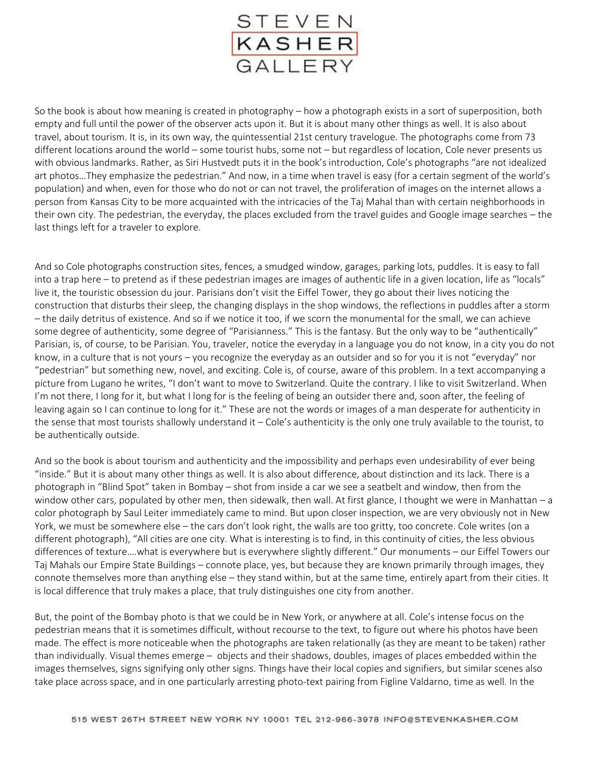So the book is about how meaning is created in photography – how a photograph exists in a sort of superposition, both empty and full until the power of the observer acts upon it. But it is about many other things as well. It is also about travel, about tourism. It is, in its own way, the quintessential 21st century travelogue. The photographs come from 73 different locations around the world – some tourist hubs, some not – but regardless of location, Cole never presents us with obvious landmarks. Rather, as Siri Hustvedt puts it in the book's introduction, Cole's photographs "are not idealized art photos…They emphasize the pedestrian." And now, in a time when travel is easy (for a certain segment of the world's population) and when, even for those who do not or can not travel, the proliferation of images on the internet allows a person from Kansas City to be more acquainted with the intricacies of the Taj Mahal than with certain neighborhoods in their own city. The pedestrian, the everyday, the places excluded from the travel guides and Google image searches – the last things left for a traveler to explore.

And so Cole photographs construction sites, fences, a smudged window, garages, parking lots, puddles. It is easy to fall into a trap here – to pretend as if these pedestrian images are images of authentic life in a given location, life as "locals" live it, the touristic obsession du jour. Parisians don't visit the Eiffel Tower, they go about their lives noticing the construction that disturbs their sleep, the changing displays in the shop windows, the reflections in puddles after a storm – the daily detritus of existence. And so if we notice it too, if we scorn the monumental for the small, we can achieve some degree of authenticity, some degree of "Parisianness." This is the fantasy. But the only way to be "authentically" Parisian, is, of course, to be Parisian. You, traveler, notice the everyday in a language you do not know, in a city you do not know, in a culture that is not yours – you recognize the everyday as an outsider and so for you it is not "everyday" nor "pedestrian" but something new, novel, and exciting. Cole is, of course, aware of this problem. In a text accompanying a picture from Lugano he writes, "I don't want to move to Switzerland. Quite the contrary. I like to visit Switzerland. When I'm not there, I long for it, but what I long for is the feeling of being an outsider there and, soon after, the feeling of leaving again so I can continue to long for it." These are not the words or images of a man desperate for authenticity in the sense that most tourists shallowly understand it – Cole's authenticity is the only one truly available to the tourist, to be authentically outside.

And so the book is about tourism and authenticity and the impossibility and perhaps even undesirability of ever being "inside." But it is about many other things as well. It is also about difference, about distinction and its lack. There is a photograph in "Blind Spot" taken in Bombay – shot from inside a car we see a seatbelt and window, then from the window other cars, populated by other men, then sidewalk, then wall. At first glance, I thought we were in Manhattan – a color photograph by Saul Leiter immediately came to mind. But upon closer inspection, we are very obviously not in New York, we must be somewhere else – the cars don't look right, the walls are too gritty, too concrete. Cole writes (on a different photograph), "All cities are one city. What is interesting is to find, in this continuity of cities, the less obvious differences of texture….what is everywhere but is everywhere slightly different." Our monuments – our Eiffel Towers our Taj Mahals our Empire State Buildings – connote place, yes, but because they are known primarily through images, they connote themselves more than anything else – they stand within, but at the same time, entirely apart from their cities. It is local difference that truly makes a place, that truly distinguishes one city from another.

But, the point of the Bombay photo is that we could be in New York, or anywhere at all. Cole's intense focus on the pedestrian means that it is sometimes difficult, without recourse to the text, to figure out where his photos have been made. The effect is more noticeable when the photographs are taken relationally (as they are meant to be taken) rather than individually. Visual themes emerge – objects and their shadows, doubles, images of places embedded within the images themselves, signs signifying only other signs. Things have their local copies and signifiers, but similar scenes also take place across space, and in one particularly arresting photo-text pairing from Figline Valdarno, time as well. In the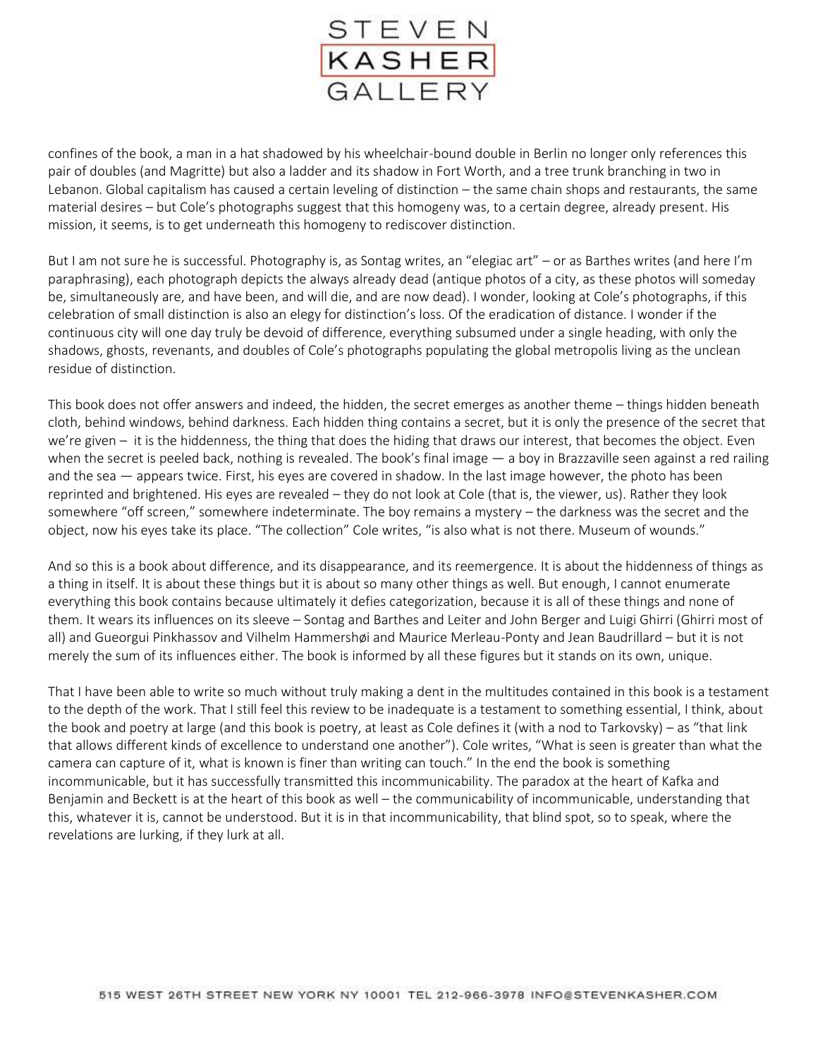confines of the book, a man in a hat shadowed by his wheelchair-bound double in Berlin no longer only references this pair of doubles (and Magritte) but also a ladder and its shadow in Fort Worth, and a tree trunk branching in two in Lebanon. Global capitalism has caused a certain leveling of distinction – the same chain shops and restaurants, the same material desires – but Cole's photographs suggest that this homogeny was, to a certain degree, already present. His mission, it seems, is to get underneath this homogeny to rediscover distinction.

But I am not sure he is successful. Photography is, as Sontag writes, an "elegiac art" – or as Barthes writes (and here I'm paraphrasing), each photograph depicts the always already dead (antique photos of a city, as these photos will someday be, simultaneously are, and have been, and will die, and are now dead). I wonder, looking at Cole's photographs, if this celebration of small distinction is also an elegy for distinction's loss. Of the eradication of distance. I wonder if the continuous city will one day truly be devoid of difference, everything subsumed under a single heading, with only the shadows, ghosts, revenants, and doubles of Cole's photographs populating the global metropolis living as the unclean residue of distinction.

This book does not offer answers and indeed, the hidden, the secret emerges as another theme – things hidden beneath cloth, behind windows, behind darkness. Each hidden thing contains a secret, but it is only the presence of the secret that we're given – it is the hiddenness, the thing that does the hiding that draws our interest, that becomes the object. Even when the secret is peeled back, nothing is revealed. The book's final image — a boy in Brazzaville seen against a red railing and the sea — appears twice. First, his eyes are covered in shadow. In the last image however, the photo has been reprinted and brightened. His eyes are revealed – they do not look at Cole (that is, the viewer, us). Rather they look somewhere "off screen," somewhere indeterminate. The boy remains a mystery – the darkness was the secret and the object, now his eyes take its place. "The collection" Cole writes, "is also what is not there. Museum of wounds."

And so this is a book about difference, and its disappearance, and its reemergence. It is about the hiddenness of things as a thing in itself. It is about these things but it is about so many other things as well. But enough, I cannot enumerate everything this book contains because ultimately it defies categorization, because it is all of these things and none of them. It wears its influences on its sleeve – Sontag and Barthes and Leiter and John Berger and Luigi Ghirri (Ghirri most of all) and Gueorgui Pinkhassov and Vilhelm Hammershøi and Maurice Merleau-Ponty and Jean Baudrillard – but it is not merely the sum of its influences either. The book is informed by all these figures but it stands on its own, unique.

That I have been able to write so much without truly making a dent in the multitudes contained in this book is a testament to the depth of the work. That I still feel this review to be inadequate is a testament to something essential, I think, about the book and poetry at large (and this book is poetry, at least as Cole defines it (with a nod to Tarkovsky) – as "that link that allows different kinds of excellence to understand one another"). Cole writes, "What is seen is greater than what the camera can capture of it, what is known is finer than writing can touch." In the end the book is something incommunicable, but it has successfully transmitted this incommunicability. The paradox at the heart of Kafka and Benjamin and Beckett is at the heart of this book as well – the communicability of incommunicable, understanding that this, whatever it is, cannot be understood. But it is in that incommunicability, that blind spot, so to speak, where the revelations are lurking, if they lurk at all.